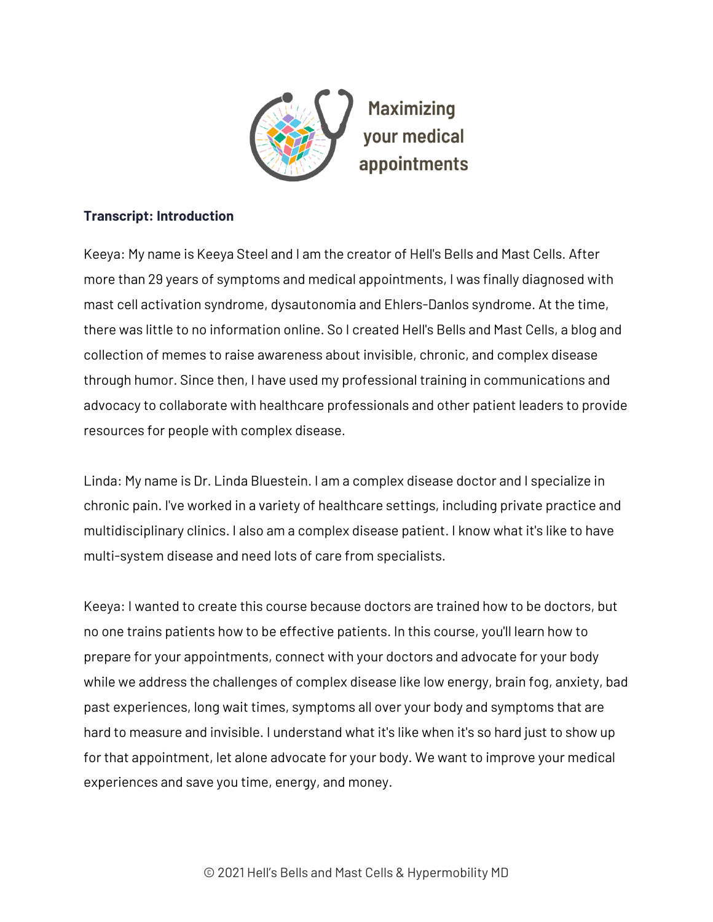# Maximizing your medical appointments

**Transcript: Introduction**

Keeya: My name is Keeya Steel and I am the creator of Hell's Bells and Mast Cells. After more than 29 years of symptoms and medical appointments, I was finally diagnosed with mast cell activation syndrome, dysautonomia and Ehlers-Danlos syndrome. At the time, there was little to no information online. So I created Hell's Bells and Mast Cells, a blog and collection of memes to raise awareness about invisible, chronic, and complex disease through humor. Since then, I have used my professional training in communications and advocacy to collaborate with healthcare professionals and other patient leaders to provide resources for people with complex disease.

Linda: My name is Dr. Linda Bluestein. I am a complex disease doctor and I specialize in chronic pain. I've worked in a variety of healthcare settings, including private practice and multidisciplinary clinics. I also am a complex disease patient. I know what it's like to have multi-system disease and need lots of care from specialists.

Keeya: I wanted to create this course because doctors are trained how to be doctors, but no one trains patients how to be effective patients. In this course, you'll learn how to prepare for your appointments, connect with your doctors and advocate for your body while we address the challenges of complex disease like low energy, brain fog, anxiety, bad past experiences, long wait times, symptoms all over your body and symptoms that are hard to measure and invisible. I understand what it's like when it's so hard just to show up for that appointment, let alone advocate for your body. We want to improve your medical experiences and save you time, energy, and money.

© 2021 Hell's Bells and Mast Cells & Hypermobility MD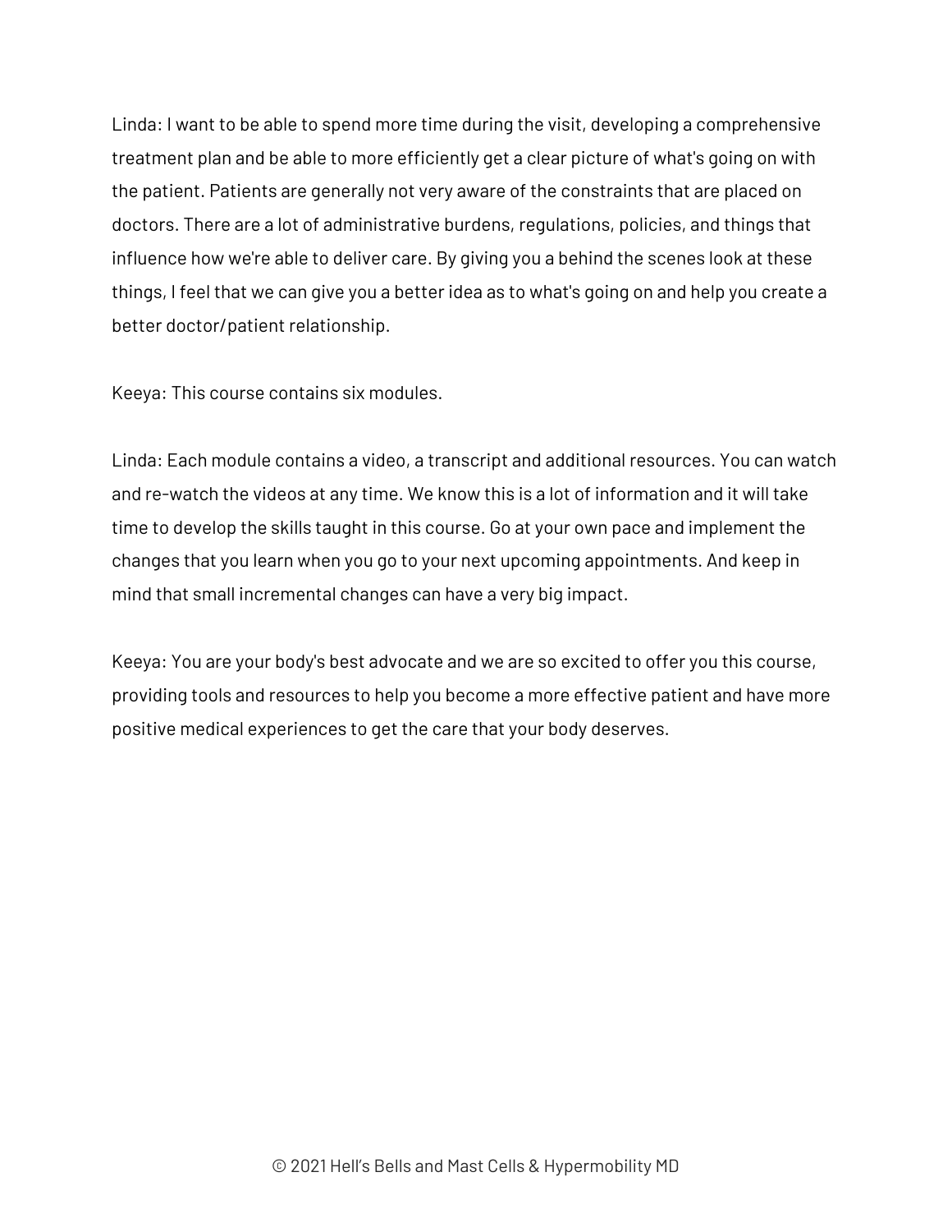Linda: I want to be able to spend more time during the visit, developing a comprehensive treatment plan and be able to more efficiently get a clear picture of what's going on with the patient. Patients are generally not very aware of the constraints that are placed on doctors. There are a lot of administrative burdens, regulations, policies, and things that influence how we're able to deliver care. By giving you a behind the scenes look at these things, I feel that we can give you a better idea as to what's going on and help you create a better doctor/patient relationship.

Keeya: This course contains six modules.

Linda: Each module contains a video, a transcript and additional resources. You can watch and re-watch the videos at any time. We know this is a lot of information and it will take time to develop the skills taught in this course. Go at your own pace and implement the changes that you learn when you go to your next upcoming appointments. And keep in mind that small incremental changes can have a very big impact.

Keeya: You are your body's best advocate and we are so excited to offer you this course, providing tools and resources to help you become a more effective patient and have more positive medical experiences to get the care that your body deserves.